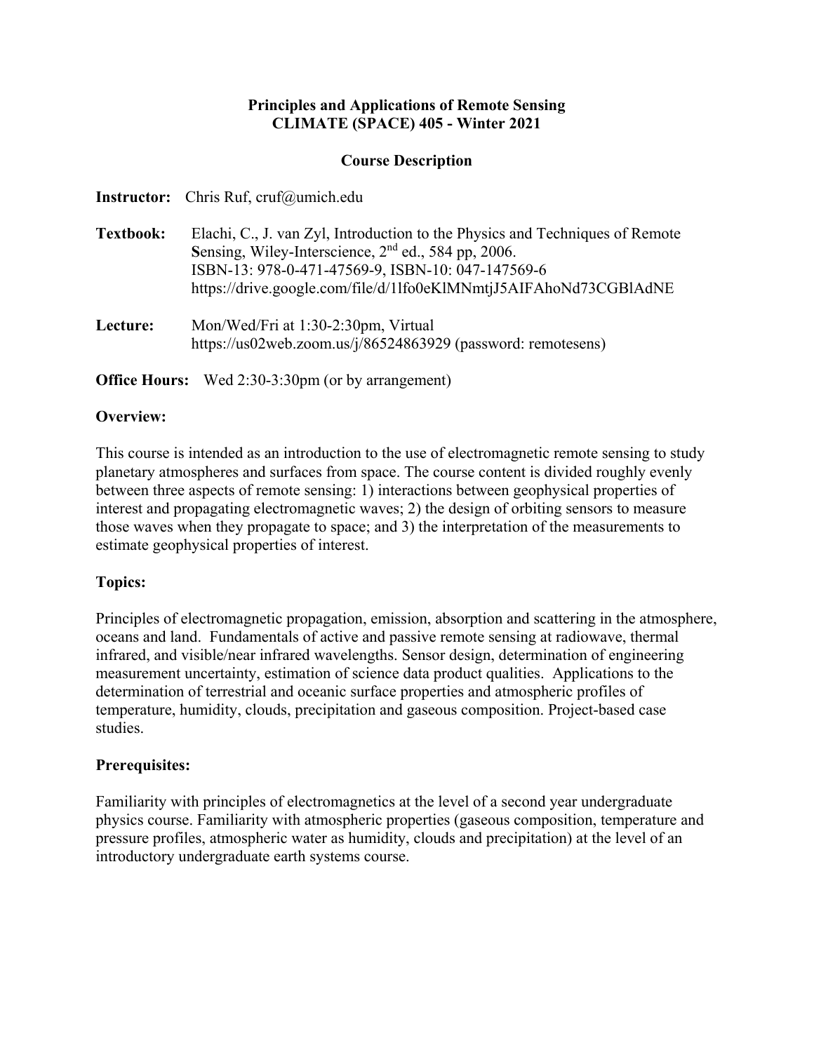# Principles and Applications of Remote Sensing
# CLIMATE (SPACE) 405 - Winter 2021

## Course Description

**Instructor:** Chris Ruf, cruf@umich.edu

**Textbook:** Elachi, C., J. van Zyl, Introduction to the Physics and Techniques of Remote **S**ensing, Wiley-Interscience, 2nd ed., 584 pp, 2006.
ISBN-13: 978-0-471-47569-9, ISBN-10: 047-147569-6
https://drive.google.com/file/d/1lfo0eKlMNmtjJ5AIFAhoNd73CGBlAdNE

**Lecture:** Mon/Wed/Fri at 1:30-2:30pm, Virtual
https://us02web.zoom.us/j/86524863929 (password: remotesens)

**Office Hours:** Wed 2:30-3:30pm (or by arrangement)

**Overview:**

This course is intended as an introduction to the use of electromagnetic remote sensing to study planetary atmospheres and surfaces from space. The course content is divided roughly evenly between three aspects of remote sensing: 1) interactions between geophysical properties of interest and propagating electromagnetic waves; 2) the design of orbiting sensors to measure those waves when they propagate to space; and 3) the interpretation of the measurements to estimate geophysical properties of interest.

**Topics:**

Principles of electromagnetic propagation, emission, absorption and scattering in the atmosphere, oceans and land. Fundamentals of active and passive remote sensing at radiowave, thermal infrared, and visible/near infrared wavelengths. Sensor design, determination of engineering measurement uncertainty, estimation of science data product qualities. Applications to the determination of terrestrial and oceanic surface properties and atmospheric profiles of temperature, humidity, clouds, precipitation and gaseous composition. Project-based case studies.

**Prerequisites:**

Familiarity with principles of electromagnetics at the level of a second year undergraduate physics course. Familiarity with atmospheric properties (gaseous composition, temperature and pressure profiles, atmospheric water as humidity, clouds and precipitation) at the level of an introductory undergraduate earth systems course.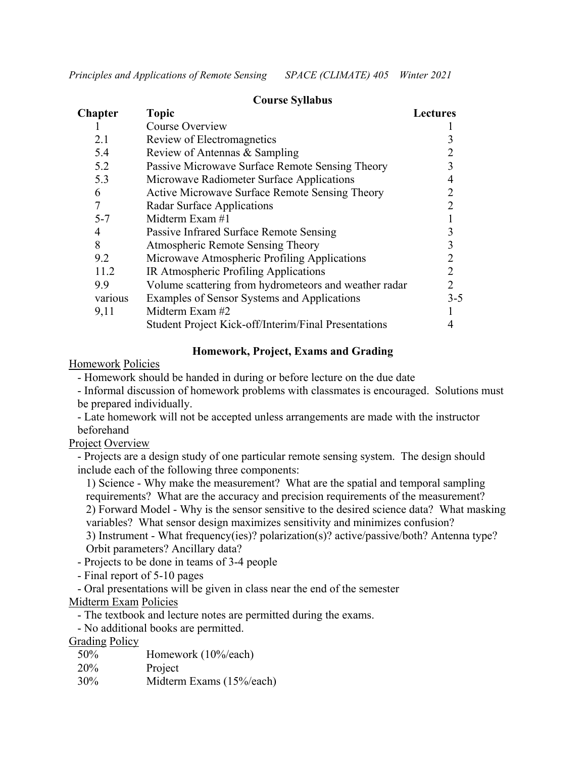*Principles and Applications of Remote Sensing    SPACE (CLIMATE) 405    Winter 2021*

## Course Syllabus

| Chapter | Topic | Lectures |
| --- | --- | --- |
| 1 | Course Overview | 1 |
| 2.1 | Review of Electromagnetics | 3 |
| 5.4 | Review of Antennas & Sampling | 2 |
| 5.2 | Passive Microwave Surface Remote Sensing Theory | 3 |
| 5.3 | Microwave Radiometer Surface Applications | 4 |
| 6 | Active Microwave Surface Remote Sensing Theory | 2 |
| 7 | Radar Surface Applications | 2 |
| 5-7 | Midterm Exam #1 | 1 |
| 4 | Passive Infrared Surface Remote Sensing | 3 |
| 8 | Atmospheric Remote Sensing Theory | 3 |
| 9.2 | Microwave Atmospheric Profiling Applications | 2 |
| 11.2 | IR Atmospheric Profiling Applications | 2 |
| 9.9 | Volume scattering from hydrometeors and weather radar | 2 |
| various | Examples of Sensor Systems and Applications | 3-5 |
| 9,11 | Midterm Exam #2 | 1 |
| | Student Project Kick-off/Interim/Final Presentations | 4 |

## Homework, Project, Exams and Grading

Homework Policies

- Homework should be handed in during or before lecture on the due date
- Informal discussion of homework problems with classmates is encouraged. Solutions must be prepared individually.
- Late homework will not be accepted unless arrangements are made with the instructor beforehand

Project Overview

- Projects are a design study of one particular remote sensing system. The design should include each of the following three components:
  1) Science - Why make the measurement? What are the spatial and temporal sampling requirements? What are the accuracy and precision requirements of the measurement?
  2) Forward Model - Why is the sensor sensitive to the desired science data? What masking variables? What sensor design maximizes sensitivity and minimizes confusion?
  3) Instrument - What frequency(ies)? polarization(s)? active/passive/both? Antenna type? Orbit parameters? Ancillary data?
- Projects to be done in teams of 3-4 people
- Final report of 5-10 pages
- Oral presentations will be given in class near the end of the semester

Midterm Exam Policies

- The textbook and lecture notes are permitted during the exams.
- No additional books are permitted.

Grading Policy

| | |
| --- | --- |
| 50% | Homework (10%/each) |
| 20% | Project |
| 30% | Midterm Exams (15%/each) |